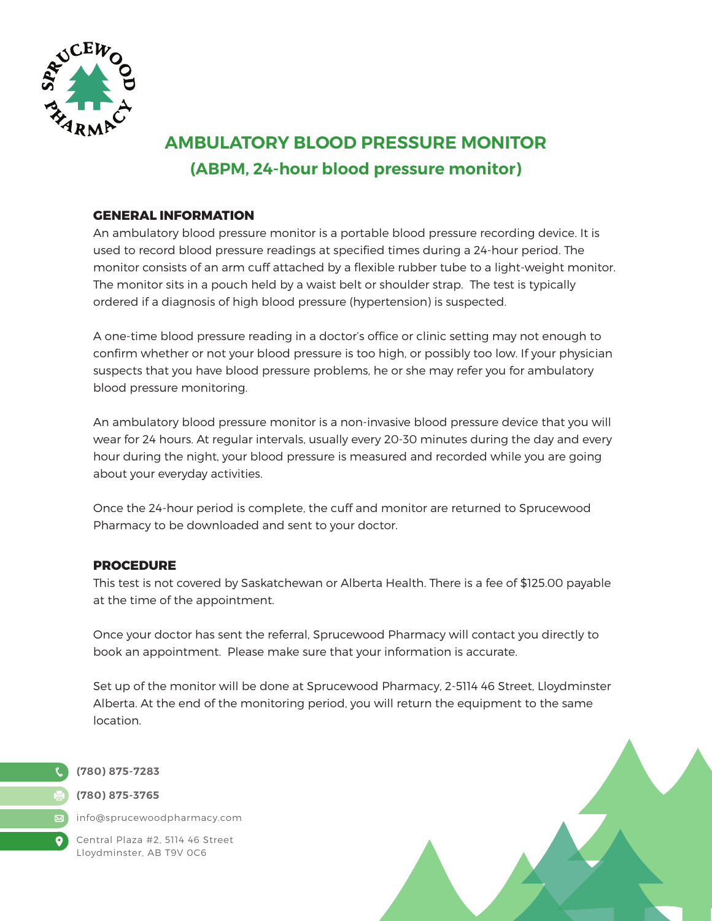# AMBULATORY BLOOD PRESSURE MONITOR

## (ABPM, 24-hour blood pressure monitor)

### GENERAL INFORMATION

An ambulatory blood pressure monitor is a portable blood pressure recording device. It is used to record blood pressure readings at specified times during a 24-hour period. The monitor consists of an arm cuff attached by a flexible rubber tube to a light-weight monitor. The monitor sits in a pouch held by a waist belt or shoulder strap. The test is typically ordered if a diagnosis of high blood pressure (hypertension) is suspected.

A one-time blood pressure reading in a doctor's office or clinic setting may not enough to confirm whether or not your blood pressure is too high, or possibly too low. If your physician suspects that you have blood pressure problems, he or she may refer you for ambulatory blood pressure monitoring.

An ambulatory blood pressure monitor is a non-invasive blood pressure device that you will wear for 24 hours. At regular intervals, usually every 20-30 minutes during the day and every hour during the night, your blood pressure is measured and recorded while you are going about your everyday activities.

Once the 24-hour period is complete, the cuff and monitor are returned to Sprucewood Pharmacy to be downloaded and sent to your doctor.

### PROCEDURE

This test is not covered by Saskatchewan or Alberta Health. There is a fee of $125.00 payable at the time of the appointment.

Once your doctor has sent the referral, Sprucewood Pharmacy will contact you directly to book an appointment. Please make sure that your information is accurate.

Set up of the monitor will be done at Sprucewood Pharmacy, 2-5114 46 Street, Lloydminster Alberta. At the end of the monitoring period, you will return the equipment to the same location.

**(780) 875-7283**

**(780) 875-3765**

info@sprucewoodpharmacy.com

Central Plaza #2, 5114 46 Street
Lloydminster, AB T9V 0C6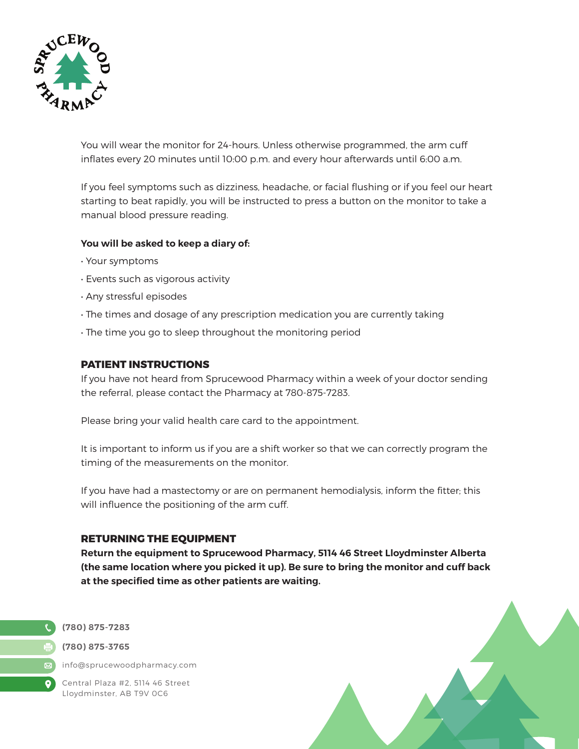You will wear the monitor for 24-hours. Unless otherwise programmed, the arm cuff inflates every 20 minutes until 10:00 p.m. and every hour afterwards until 6:00 a.m.

If you feel symptoms such as dizziness, headache, or facial flushing or if you feel our heart starting to beat rapidly, you will be instructed to press a button on the monitor to take a manual blood pressure reading.

**You will be asked to keep a diary of:**

- Your symptoms
- Events such as vigorous activity
- Any stressful episodes
- The times and dosage of any prescription medication you are currently taking
- The time you go to sleep throughout the monitoring period

## PATIENT INSTRUCTIONS

If you have not heard from Sprucewood Pharmacy within a week of your doctor sending the referral, please contact the Pharmacy at 780-875-7283.

Please bring your valid health care card to the appointment.

It is important to inform us if you are a shift worker so that we can correctly program the timing of the measurements on the monitor.

If you have had a mastectomy or are on permanent hemodialysis, inform the fitter; this will influence the positioning of the arm cuff.

## RETURNING THE EQUIPMENT

**Return the equipment to Sprucewood Pharmacy, 5114 46 Street Lloydminster Alberta (the same location where you picked it up). Be sure to bring the monitor and cuff back at the specified time as other patients are waiting.**

**(780) 875-7283**

**(780) 875-3765**

info@sprucewoodpharmacy.com

Central Plaza #2, 5114 46 Street
Lloydminster, AB T9V 0C6